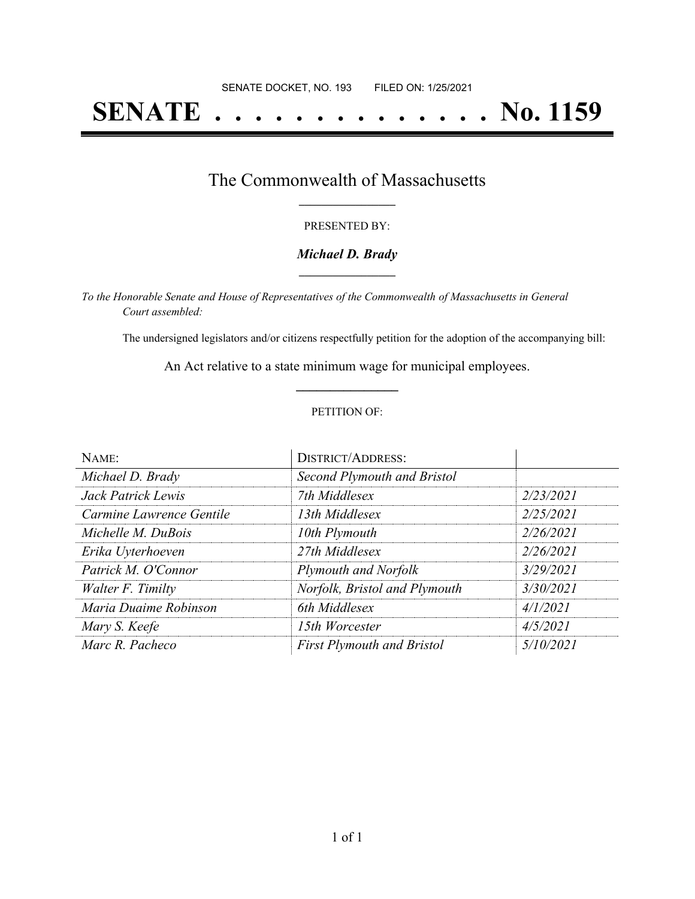SENATE DOCKET, NO. 193 FILED ON: 1/25/2021

# SENATE . . . . . . . . . . . . . . No. 1159

## The Commonwealth of Massachusetts

PRESENTED BY:

***Michael D. Brady***

*To the Honorable Senate and House of Representatives of the Commonwealth of Massachusetts in General Court assembled:*

The undersigned legislators and/or citizens respectfully petition for the adoption of the accompanying bill:

An Act relative to a state minimum wage for municipal employees.

PETITION OF:

| NAME: | DISTRICT/ADDRESS: | |
|---|---|---|
| *Michael D. Brady* | *Second Plymouth and Bristol* | |
| *Jack Patrick Lewis* | *7th Middlesex* | *2/23/2021* |
| *Carmine Lawrence Gentile* | *13th Middlesex* | *2/25/2021* |
| *Michelle M. DuBois* | *10th Plymouth* | *2/26/2021* |
| *Erika Uyterhoeven* | *27th Middlesex* | *2/26/2021* |
| *Patrick M. O'Connor* | *Plymouth and Norfolk* | *3/29/2021* |
| *Walter F. Timilty* | *Norfolk, Bristol and Plymouth* | *3/30/2021* |
| *Maria Duaime Robinson* | *6th Middlesex* | *4/1/2021* |
| *Mary S. Keefe* | *15th Worcester* | *4/5/2021* |
| *Marc R. Pacheco* | *First Plymouth and Bristol* | *5/10/2021* |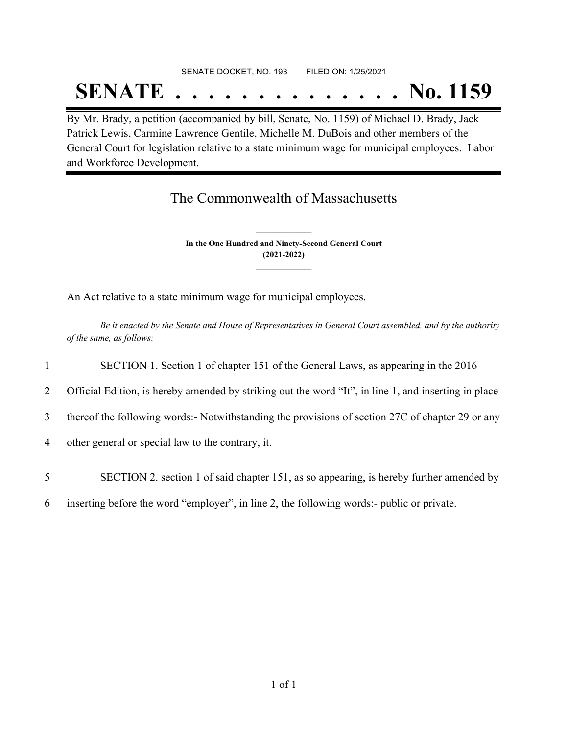SENATE DOCKET, NO. 193 FILED ON: 1/25/2021

# SENATE . . . . . . . . . . . . . . No. 1159

By Mr. Brady, a petition (accompanied by bill, Senate, No. 1159) of Michael D. Brady, Jack Patrick Lewis, Carmine Lawrence Gentile, Michelle M. DuBois and other members of the General Court for legislation relative to a state minimum wage for municipal employees. Labor and Workforce Development.

## The Commonwealth of Massachusetts

**In the One Hundred and Ninety-Second General Court**
**(2021-2022)**

An Act relative to a state minimum wage for municipal employees.

*Be it enacted by the Senate and House of Representatives in General Court assembled, and by the authority of the same, as follows:*

1 SECTION 1. Section 1 of chapter 151 of the General Laws, as appearing in the 2016
2 Official Edition, is hereby amended by striking out the word "It", in line 1, and inserting in place
3 thereof the following words:- Notwithstanding the provisions of section 27C of chapter 29 or any
4 other general or special law to the contrary, it.

5 SECTION 2. section 1 of said chapter 151, as so appearing, is hereby further amended by
6 inserting before the word "employer", in line 2, the following words:- public or private.